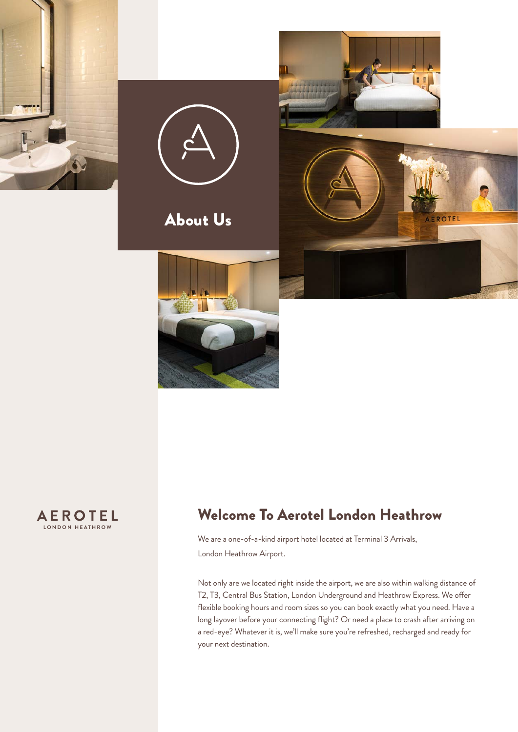## About Us

AEROTEL
LONDON HEATHROW

# Welcome To Aerotel London Heathrow

We are a one-of-a-kind airport hotel located at Terminal 3 Arrivals, London Heathrow Airport.

Not only are we located right inside the airport, we are also within walking distance of T2, T3, Central Bus Station, London Underground and Heathrow Express. We offer flexible booking hours and room sizes so you can book exactly what you need. Have a long layover before your connecting flight? Or need a place to crash after arriving on a red-eye? Whatever it is, we'll make sure you're refreshed, recharged and ready for your next destination.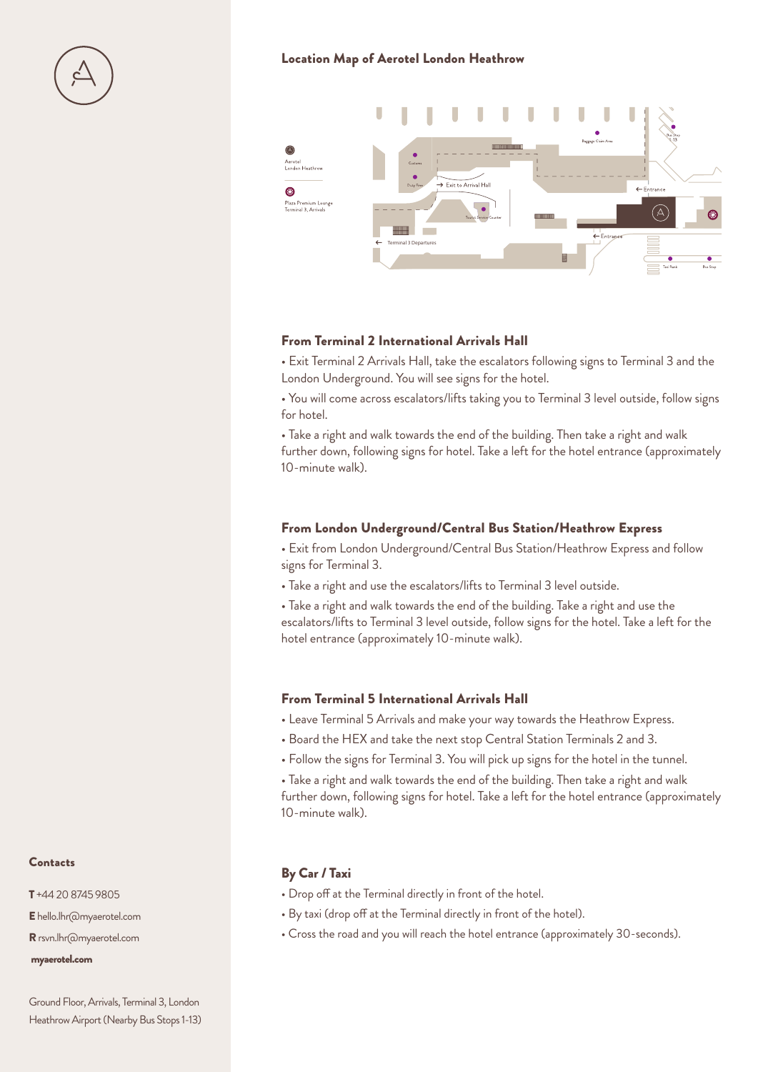## Location Map of Aerotel London Heathrow

Aerotel
London Heathrow

Plaza Premium Lounge
Terminal 3, Arrivals

Baggage Claim Area

Bus Stop
1-13

Customs

Duty Free

→ Exit to Arrival Hall

← Entrance

Tourist Service Counter

← Entrance

← Terminal 3 Departures

Taxi Rank

Bus Stop

### From Terminal 2 International Arrivals Hall

- Exit Terminal 2 Arrivals Hall, take the escalators following signs to Terminal 3 and the London Underground. You will see signs for the hotel.
- You will come across escalators/lifts taking you to Terminal 3 level outside, follow signs for hotel.
- Take a right and walk towards the end of the building. Then take a right and walk further down, following signs for hotel. Take a left for the hotel entrance (approximately 10-minute walk).

### From London Underground/Central Bus Station/Heathrow Express

- Exit from London Underground/Central Bus Station/Heathrow Express and follow signs for Terminal 3.
- Take a right and use the escalators/lifts to Terminal 3 level outside.
- Take a right and walk towards the end of the building. Take a right and use the escalators/lifts to Terminal 3 level outside, follow signs for the hotel. Take a left for the hotel entrance (approximately 10-minute walk).

### From Terminal 5 International Arrivals Hall

- Leave Terminal 5 Arrivals and make your way towards the Heathrow Express.
- Board the HEX and take the next stop Central Station Terminals 2 and 3.
- Follow the signs for Terminal 3. You will pick up signs for the hotel in the tunnel.
- Take a right and walk towards the end of the building. Then take a right and walk further down, following signs for hotel. Take a left for the hotel entrance (approximately 10-minute walk).

### By Car / Taxi

- Drop off at the Terminal directly in front of the hotel.
- By taxi (drop off at the Terminal directly in front of the hotel).
- Cross the road and you will reach the hotel entrance (approximately 30-seconds).

### Contacts

**T** +44 20 8745 9805

**E** hello.lhr@myaerotel.com

**R** rsvn.lhr@myaerotel.com

**myaerotel.com**

Ground Floor, Arrivals, Terminal 3, London Heathrow Airport (Nearby Bus Stops 1-13)